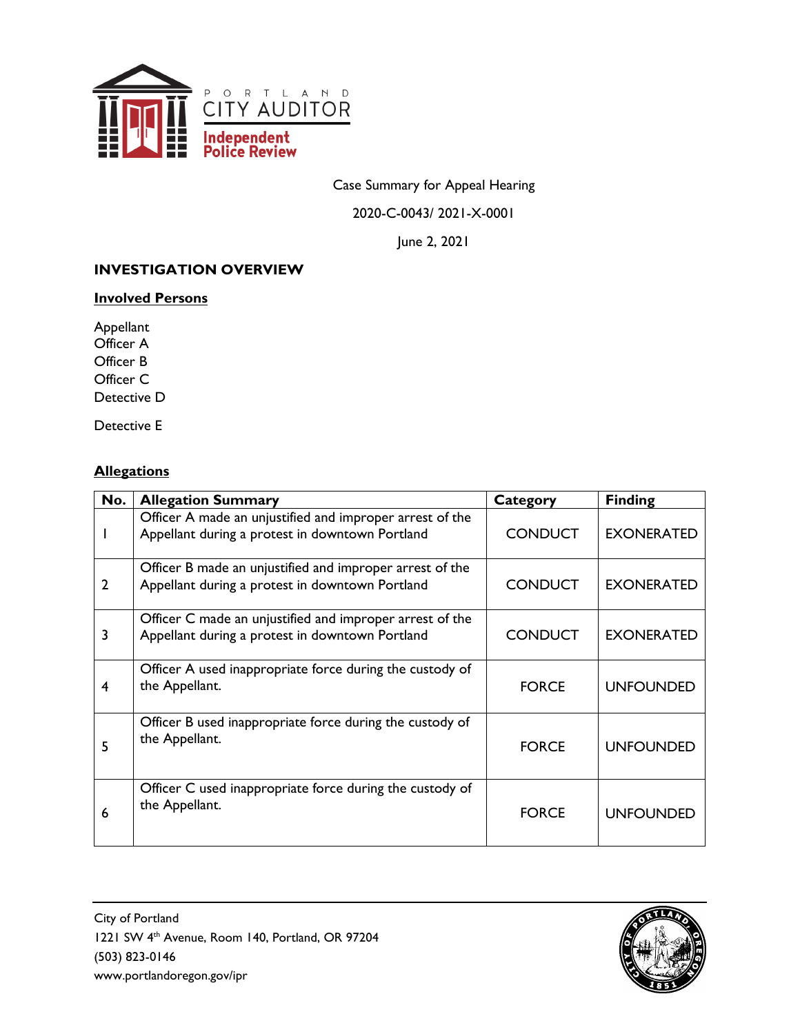PORTLAND CITY AUDITOR
Independent Police Review

Case Summary for Appeal Hearing

2020-C-0043/ 2021-X-0001

June 2, 2021

## INVESTIGATION OVERVIEW

### Involved Persons

Appellant
Officer A
Officer B
Officer C
Detective D

Detective E

### Allegations

| No. | Allegation Summary | Category | Finding |
|---|---|---|---|
| 1 | Officer A made an unjustified and improper arrest of the Appellant during a protest in downtown Portland | CONDUCT | EXONERATED |
| 2 | Officer B made an unjustified and improper arrest of the Appellant during a protest in downtown Portland | CONDUCT | EXONERATED |
| 3 | Officer C made an unjustified and improper arrest of the Appellant during a protest in downtown Portland | CONDUCT | EXONERATED |
| 4 | Officer A used inappropriate force during the custody of the Appellant. | FORCE | UNFOUNDED |
| 5 | Officer B used inappropriate force during the custody of the Appellant. | FORCE | UNFOUNDED |
| 6 | Officer C used inappropriate force during the custody of the Appellant. | FORCE | UNFOUNDED |

City of Portland
1221 SW 4th Avenue, Room 140, Portland, OR 97204
(503) 823-0146
www.portlandoregon.gov/ipr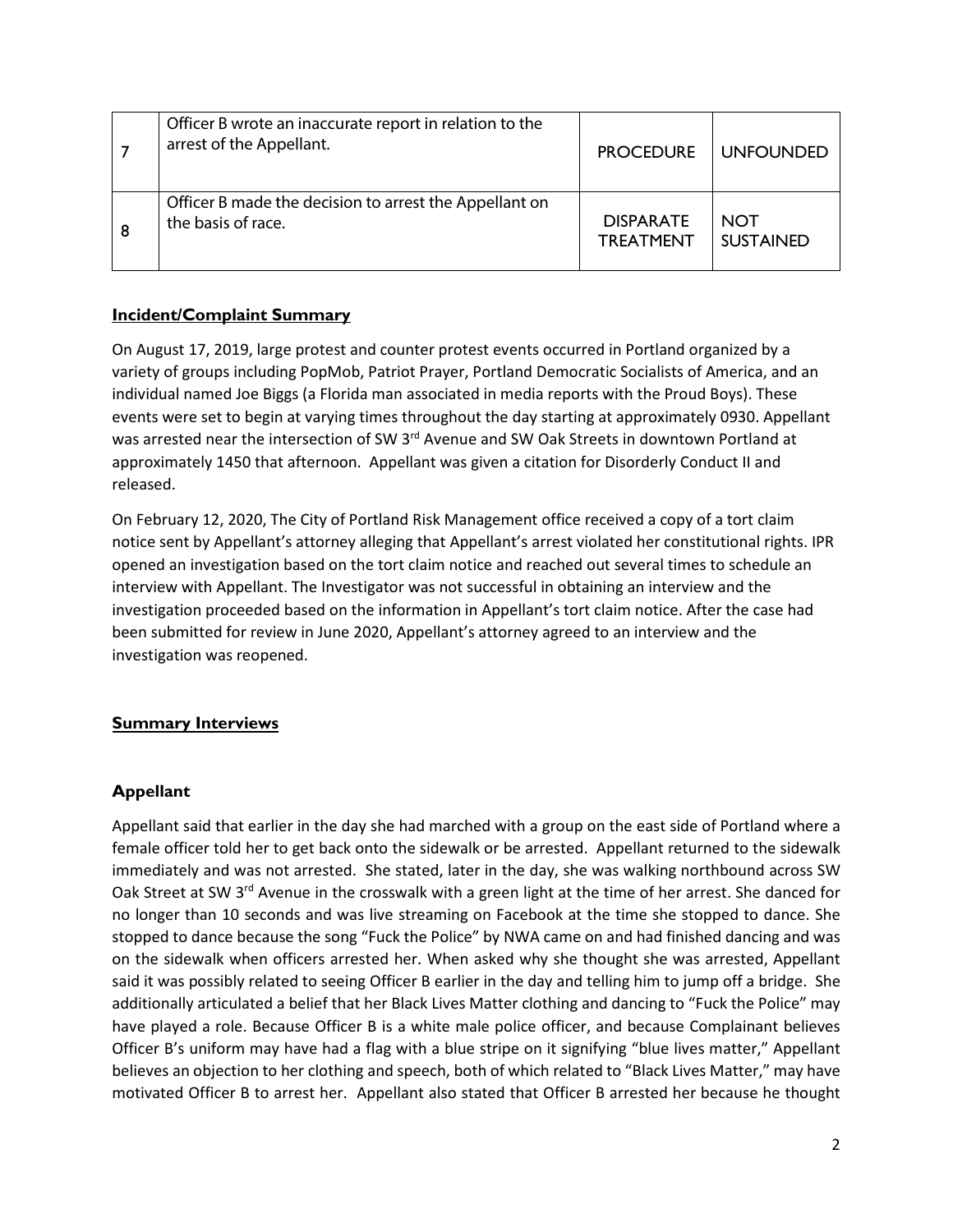| 7 | Officer B wrote an inaccurate report in relation to the arrest of the Appellant. | PROCEDURE | UNFOUNDED |
|---|---|---|---|
| 8 | Officer B made the decision to arrest the Appellant on the basis of race. | DISPARATE TREATMENT | NOT SUSTAINED |

**Incident/Complaint Summary**

On August 17, 2019, large protest and counter protest events occurred in Portland organized by a variety of groups including PopMob, Patriot Prayer, Portland Democratic Socialists of America, and an individual named Joe Biggs (a Florida man associated in media reports with the Proud Boys). These events were set to begin at varying times throughout the day starting at approximately 0930. Appellant was arrested near the intersection of SW 3rd Avenue and SW Oak Streets in downtown Portland at approximately 1450 that afternoon. Appellant was given a citation for Disorderly Conduct II and released.

On February 12, 2020, The City of Portland Risk Management office received a copy of a tort claim notice sent by Appellant's attorney alleging that Appellant's arrest violated her constitutional rights. IPR opened an investigation based on the tort claim notice and reached out several times to schedule an interview with Appellant. The Investigator was not successful in obtaining an interview and the investigation proceeded based on the information in Appellant's tort claim notice. After the case had been submitted for review in June 2020, Appellant's attorney agreed to an interview and the investigation was reopened.

**Summary Interviews**

### Appellant

Appellant said that earlier in the day she had marched with a group on the east side of Portland where a female officer told her to get back onto the sidewalk or be arrested. Appellant returned to the sidewalk immediately and was not arrested. She stated, later in the day, she was walking northbound across SW Oak Street at SW 3rd Avenue in the crosswalk with a green light at the time of her arrest. She danced for no longer than 10 seconds and was live streaming on Facebook at the time she stopped to dance. She stopped to dance because the song "Fuck the Police" by NWA came on and had finished dancing and was on the sidewalk when officers arrested her. When asked why she thought she was arrested, Appellant said it was possibly related to seeing Officer B earlier in the day and telling him to jump off a bridge. She additionally articulated a belief that her Black Lives Matter clothing and dancing to "Fuck the Police" may have played a role. Because Officer B is a white male police officer, and because Complainant believes Officer B's uniform may have had a flag with a blue stripe on it signifying "blue lives matter," Appellant believes an objection to her clothing and speech, both of which related to "Black Lives Matter," may have motivated Officer B to arrest her. Appellant also stated that Officer B arrested her because he thought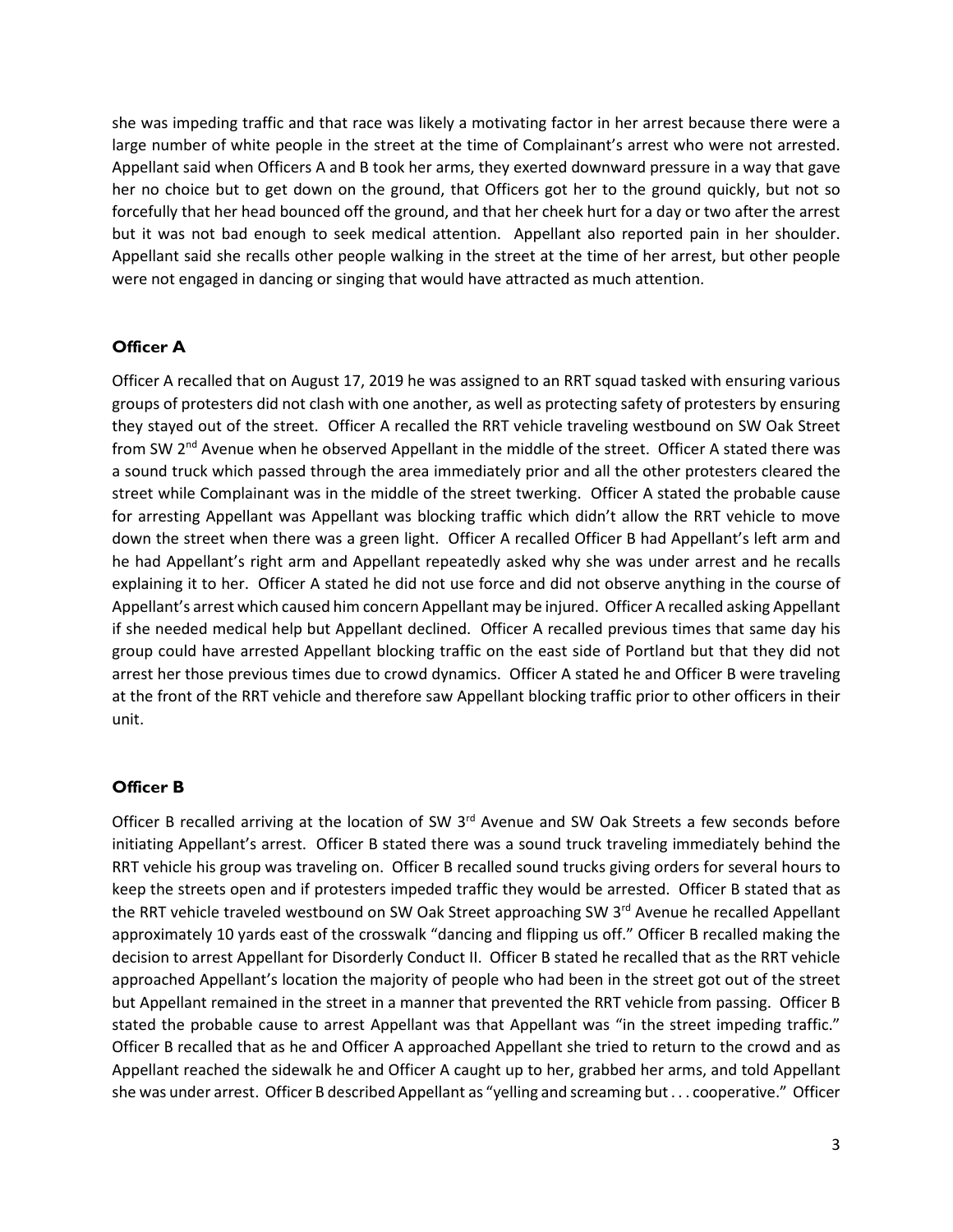she was impeding traffic and that race was likely a motivating factor in her arrest because there were a large number of white people in the street at the time of Complainant's arrest who were not arrested. Appellant said when Officers A and B took her arms, they exerted downward pressure in a way that gave her no choice but to get down on the ground, that Officers got her to the ground quickly, but not so forcefully that her head bounced off the ground, and that her cheek hurt for a day or two after the arrest but it was not bad enough to seek medical attention. Appellant also reported pain in her shoulder. Appellant said she recalls other people walking in the street at the time of her arrest, but other people were not engaged in dancing or singing that would have attracted as much attention.

### Officer A

Officer A recalled that on August 17, 2019 he was assigned to an RRT squad tasked with ensuring various groups of protesters did not clash with one another, as well as protecting safety of protesters by ensuring they stayed out of the street. Officer A recalled the RRT vehicle traveling westbound on SW Oak Street from SW 2nd Avenue when he observed Appellant in the middle of the street. Officer A stated there was a sound truck which passed through the area immediately prior and all the other protesters cleared the street while Complainant was in the middle of the street twerking. Officer A stated the probable cause for arresting Appellant was Appellant was blocking traffic which didn't allow the RRT vehicle to move down the street when there was a green light. Officer A recalled Officer B had Appellant's left arm and he had Appellant's right arm and Appellant repeatedly asked why she was under arrest and he recalls explaining it to her. Officer A stated he did not use force and did not observe anything in the course of Appellant's arrest which caused him concern Appellant may be injured. Officer A recalled asking Appellant if she needed medical help but Appellant declined. Officer A recalled previous times that same day his group could have arrested Appellant blocking traffic on the east side of Portland but that they did not arrest her those previous times due to crowd dynamics. Officer A stated he and Officer B were traveling at the front of the RRT vehicle and therefore saw Appellant blocking traffic prior to other officers in their unit.

### Officer B

Officer B recalled arriving at the location of SW 3rd Avenue and SW Oak Streets a few seconds before initiating Appellant's arrest. Officer B stated there was a sound truck traveling immediately behind the RRT vehicle his group was traveling on. Officer B recalled sound trucks giving orders for several hours to keep the streets open and if protesters impeded traffic they would be arrested. Officer B stated that as the RRT vehicle traveled westbound on SW Oak Street approaching SW 3rd Avenue he recalled Appellant approximately 10 yards east of the crosswalk "dancing and flipping us off." Officer B recalled making the decision to arrest Appellant for Disorderly Conduct II. Officer B stated he recalled that as the RRT vehicle approached Appellant's location the majority of people who had been in the street got out of the street but Appellant remained in the street in a manner that prevented the RRT vehicle from passing. Officer B stated the probable cause to arrest Appellant was that Appellant was "in the street impeding traffic." Officer B recalled that as he and Officer A approached Appellant she tried to return to the crowd and as Appellant reached the sidewalk he and Officer A caught up to her, grabbed her arms, and told Appellant she was under arrest. Officer B described Appellant as "yelling and screaming but . . . cooperative." Officer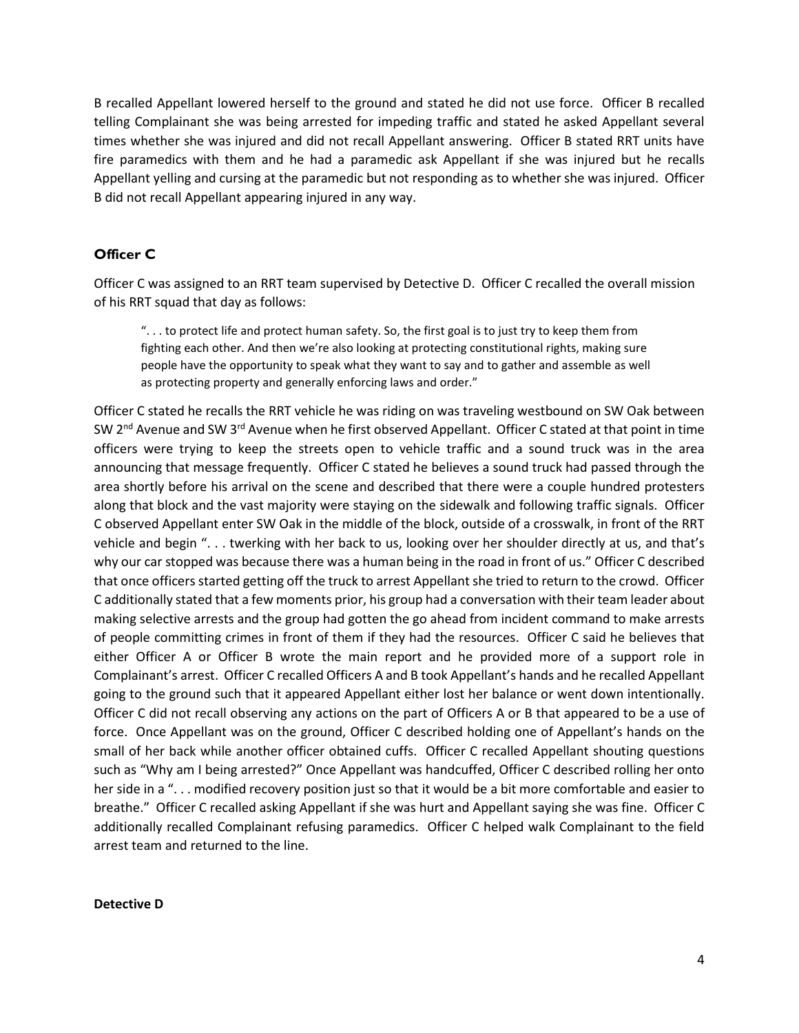B recalled Appellant lowered herself to the ground and stated he did not use force. Officer B recalled telling Complainant she was being arrested for impeding traffic and stated he asked Appellant several times whether she was injured and did not recall Appellant answering. Officer B stated RRT units have fire paramedics with them and he had a paramedic ask Appellant if she was injured but he recalls Appellant yelling and cursing at the paramedic but not responding as to whether she was injured. Officer B did not recall Appellant appearing injured in any way.

## Officer C

Officer C was assigned to an RRT team supervised by Detective D. Officer C recalled the overall mission of his RRT squad that day as follows:

> ". . . to protect life and protect human safety. So, the first goal is to just try to keep them from fighting each other. And then we're also looking at protecting constitutional rights, making sure people have the opportunity to speak what they want to say and to gather and assemble as well as protecting property and generally enforcing laws and order."

Officer C stated he recalls the RRT vehicle he was riding on was traveling westbound on SW Oak between SW 2nd Avenue and SW 3rd Avenue when he first observed Appellant. Officer C stated at that point in time officers were trying to keep the streets open to vehicle traffic and a sound truck was in the area announcing that message frequently. Officer C stated he believes a sound truck had passed through the area shortly before his arrival on the scene and described that there were a couple hundred protesters along that block and the vast majority were staying on the sidewalk and following traffic signals. Officer C observed Appellant enter SW Oak in the middle of the block, outside of a crosswalk, in front of the RRT vehicle and begin ". . . twerking with her back to us, looking over her shoulder directly at us, and that's why our car stopped was because there was a human being in the road in front of us." Officer C described that once officers started getting off the truck to arrest Appellant she tried to return to the crowd. Officer C additionally stated that a few moments prior, his group had a conversation with their team leader about making selective arrests and the group had gotten the go ahead from incident command to make arrests of people committing crimes in front of them if they had the resources. Officer C said he believes that either Officer A or Officer B wrote the main report and he provided more of a support role in Complainant's arrest. Officer C recalled Officers A and B took Appellant's hands and he recalled Appellant going to the ground such that it appeared Appellant either lost her balance or went down intentionally. Officer C did not recall observing any actions on the part of Officers A or B that appeared to be a use of force. Once Appellant was on the ground, Officer C described holding one of Appellant's hands on the small of her back while another officer obtained cuffs. Officer C recalled Appellant shouting questions such as "Why am I being arrested?" Once Appellant was handcuffed, Officer C described rolling her onto her side in a ". . . modified recovery position just so that it would be a bit more comfortable and easier to breathe." Officer C recalled asking Appellant if she was hurt and Appellant saying she was fine. Officer C additionally recalled Complainant refusing paramedics. Officer C helped walk Complainant to the field arrest team and returned to the line.

## Detective D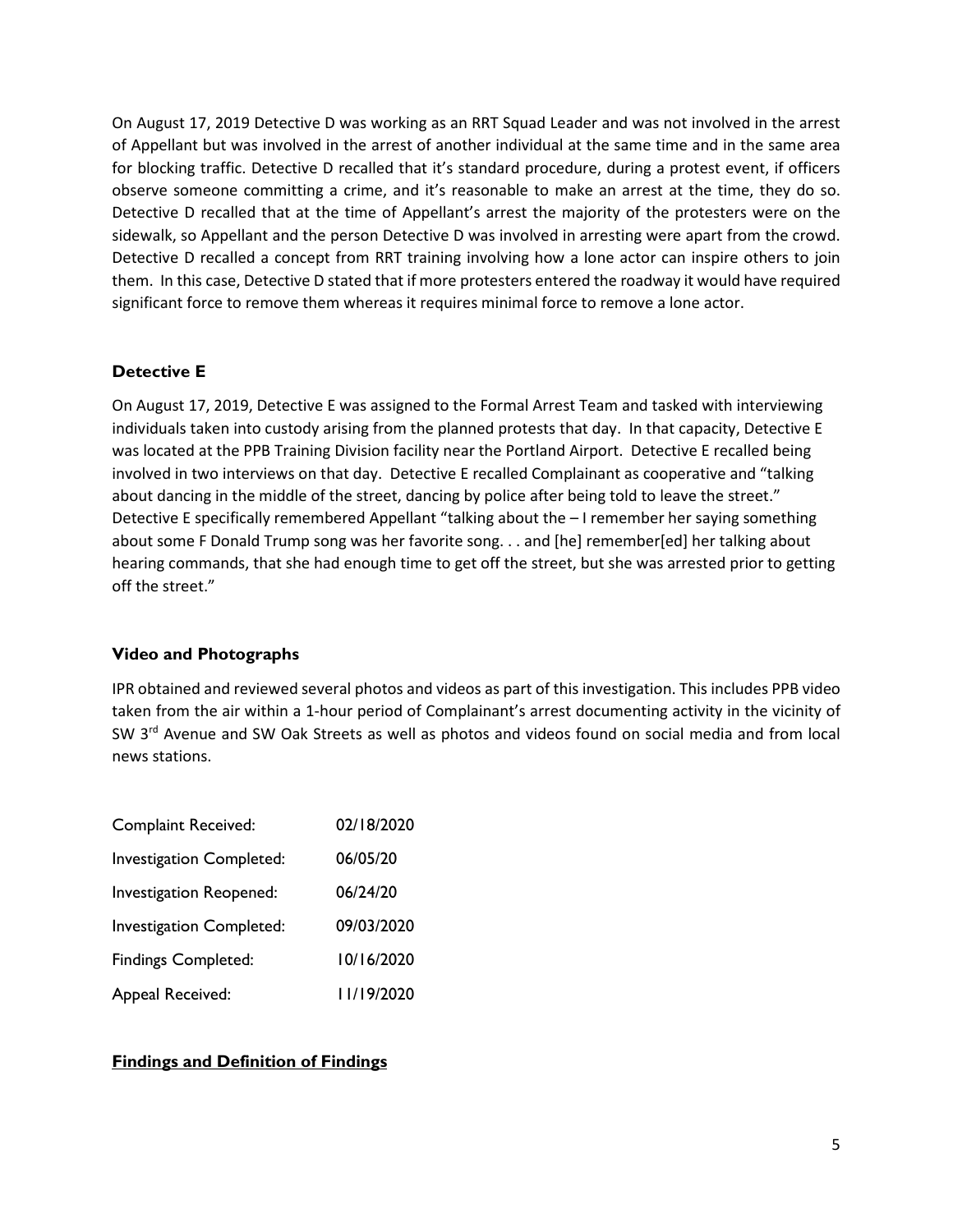On August 17, 2019 Detective D was working as an RRT Squad Leader and was not involved in the arrest of Appellant but was involved in the arrest of another individual at the same time and in the same area for blocking traffic. Detective D recalled that it's standard procedure, during a protest event, if officers observe someone committing a crime, and it's reasonable to make an arrest at the time, they do so. Detective D recalled that at the time of Appellant's arrest the majority of the protesters were on the sidewalk, so Appellant and the person Detective D was involved in arresting were apart from the crowd. Detective D recalled a concept from RRT training involving how a lone actor can inspire others to join them. In this case, Detective D stated that if more protesters entered the roadway it would have required significant force to remove them whereas it requires minimal force to remove a lone actor.

### Detective E

On August 17, 2019, Detective E was assigned to the Formal Arrest Team and tasked with interviewing individuals taken into custody arising from the planned protests that day. In that capacity, Detective E was located at the PPB Training Division facility near the Portland Airport. Detective E recalled being involved in two interviews on that day. Detective E recalled Complainant as cooperative and "talking about dancing in the middle of the street, dancing by police after being told to leave the street." Detective E specifically remembered Appellant "talking about the – I remember her saying something about some F Donald Trump song was her favorite song. . . and [he] remember[ed] her talking about hearing commands, that she had enough time to get off the street, but she was arrested prior to getting off the street."

### Video and Photographs

IPR obtained and reviewed several photos and videos as part of this investigation. This includes PPB video taken from the air within a 1-hour period of Complainant's arrest documenting activity in the vicinity of SW 3rd Avenue and SW Oak Streets as well as photos and videos found on social media and from local news stations.

| | |
|---|---|
| Complaint Received: | 02/18/2020 |
| Investigation Completed: | 06/05/20 |
| Investigation Reopened: | 06/24/20 |
| Investigation Completed: | 09/03/2020 |
| Findings Completed: | 10/16/2020 |
| Appeal Received: | 11/19/2020 |

### Findings and Definition of Findings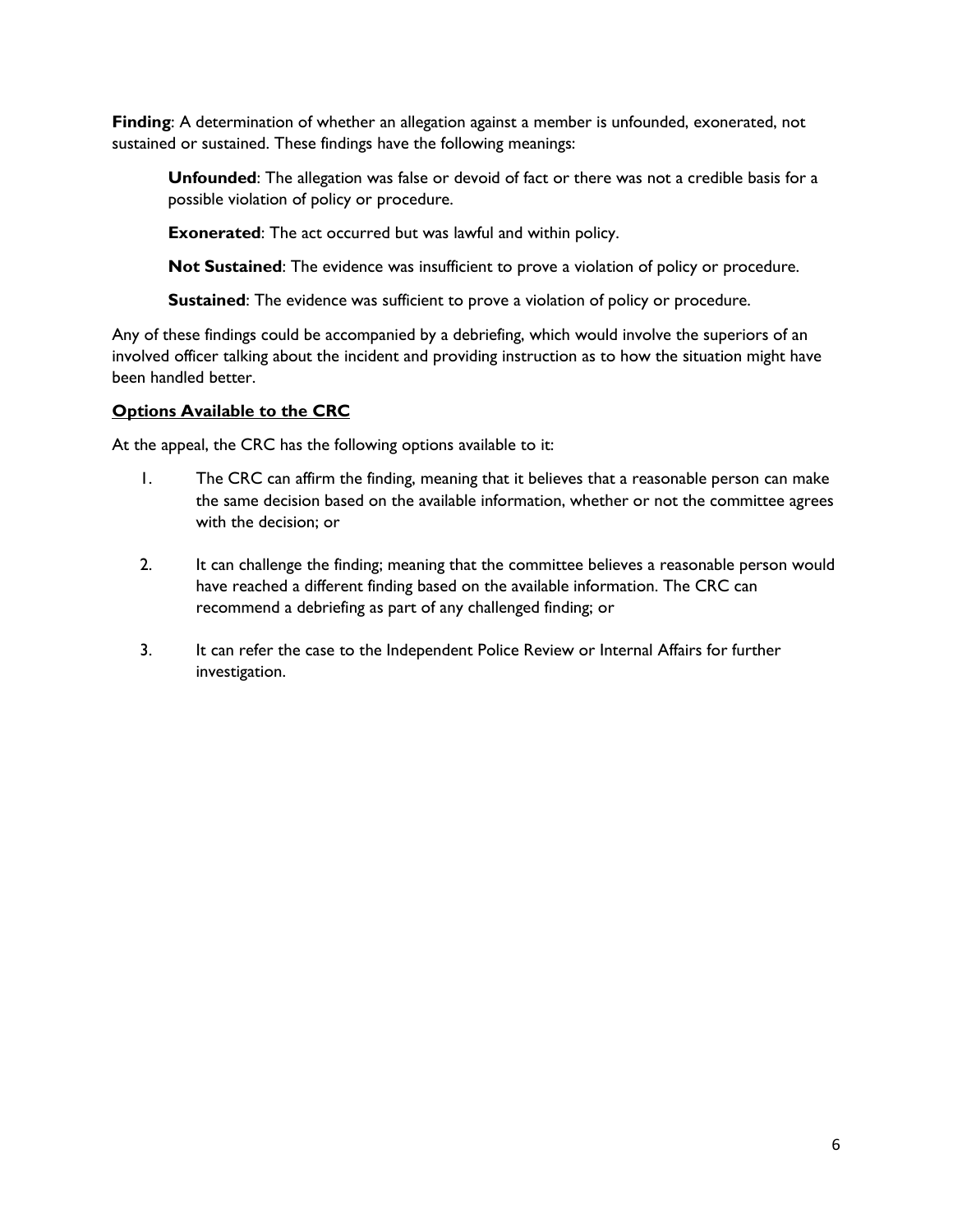**Finding**: A determination of whether an allegation against a member is unfounded, exonerated, not sustained or sustained. These findings have the following meanings:

> **Unfounded**: The allegation was false or devoid of fact or there was not a credible basis for a possible violation of policy or procedure.
>
> **Exonerated**: The act occurred but was lawful and within policy.
>
> **Not Sustained**: The evidence was insufficient to prove a violation of policy or procedure.
>
> **Sustained**: The evidence was sufficient to prove a violation of policy or procedure.

Any of these findings could be accompanied by a debriefing, which would involve the superiors of an involved officer talking about the incident and providing instruction as to how the situation might have been handled better.

**Options Available to the CRC**

At the appeal, the CRC has the following options available to it:

1. The CRC can affirm the finding, meaning that it believes that a reasonable person can make the same decision based on the available information, whether or not the committee agrees with the decision; or

2. It can challenge the finding; meaning that the committee believes a reasonable person would have reached a different finding based on the available information. The CRC can recommend a debriefing as part of any challenged finding; or

3. It can refer the case to the Independent Police Review or Internal Affairs for further investigation.